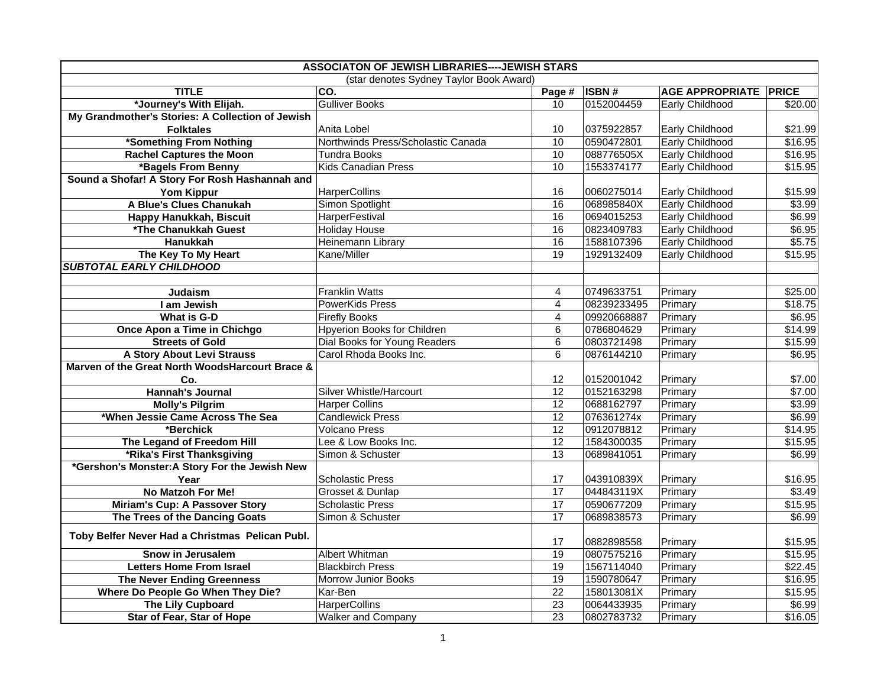| ASSOCIATON OF JEWISH LIBRARIES----JEWISH STARS | | | | | |
|---|---|---|---|---|---|
| (star denotes Sydney Taylor Book Award) | | | | | |
| **TITLE** | **CO.** | **Page #** | **ISBN #** | **AGE APPROPRIATE** | **PRICE** |
| ***Journey's With Elijah.** | Gulliver Books | 10 | 0152004459 | Early Childhood | $20.00 |
| **My Grandmother's Stories: A Collection of Jewish Folktales** | Anita Lobel | 10 | 0375922857 | Early Childhood | $21.99 |
| ***Something From Nothing** | Northwinds Press/Scholastic Canada | 10 | 0590472801 | Early Childhood | $16.95 |
| **Rachel Captures the Moon** | Tundra Books | 10 | 088776505X | Early Childhood | $16.95 |
| ***Bagels From Benny** | Kids Canadian Press | 10 | 1553374177 | Early Childhood | $15.95 |
| **Sound a Shofar! A Story For Rosh Hashannah and Yom Kippur** | HarperCollins | 16 | 0060275014 | Early Childhood | $15.99 |
| **A Blue's Clues Chanukah** | Simon Spotlight | 16 | 068985840X | Early Childhood | $3.99 |
| **Happy Hanukkah, Biscuit** | HarperFestival | 16 | 0694015253 | Early Childhood | $6.99 |
| ***The Chanukkah Guest** | Holiday House | 16 | 0823409783 | Early Childhood | $6.95 |
| **Hanukkah** | Heinemann Library | 16 | 1588107396 | Early Childhood | $5.75 |
| **The Key To My Heart** | Kane/Miller | 19 | 1929132409 | Early Childhood | $15.95 |
| ***SUBTOTAL EARLY CHILDHOOD*** | | | | | |
| | | | | | |
| **Judaism** | Franklin Watts | 4 | 0749633751 | Primary | $25.00 |
| **I am Jewish** | PowerKids Press | 4 | 08239233495 | Primary | $18.75 |
| **What is G-D** | Firefly Books | 4 | 09920668887 | Primary | $6.95 |
| **Once Apon a Time in Chichgo** | Hpyerion Books for Children | 6 | 0786804629 | Primary | $14.99 |
| **Streets of Gold** | Dial Books for Young Readers | 6 | 0803721498 | Primary | $15.99 |
| **A Story About Levi Strauss** | Carol Rhoda Books Inc. | 6 | 0876144210 | Primary | $6.95 |
| **Marven of the Great North WoodsHarcourt Brace & Co.** | | 12 | 0152001042 | Primary | $7.00 |
| **Hannah's Journal** | Silver Whistle/Harcourt | 12 | 0152163298 | Primary | $7.00 |
| **Molly's Pilgrim** | Harper Collins | 12 | 0688162797 | Primary | $3.99 |
| ***When Jessie Came Across The Sea** | Candlewick Press | 12 | 076361274x | Primary | $6.99 |
| ***Berchick** | Volcano Press | 12 | 0912078812 | Primary | $14.95 |
| **The Legand of Freedom Hill** | Lee & Low Books Inc. | 12 | 1584300035 | Primary | $15.95 |
| ***Rika's First Thanksgiving** | Simon & Schuster | 13 | 0689841051 | Primary | $6.99 |
| ***Gershon's Monster:A Story For the Jewish New Year** | Scholastic Press | 17 | 043910839X | Primary | $16.95 |
| **No Matzoh For Me!** | Grosset & Dunlap | 17 | 044843119X | Primary | $3.49 |
| **Miriam's Cup: A Passover Story** | Scholastic Press | 17 | 0590677209 | Primary | $15.95 |
| **The Trees of the Dancing Goats** | Simon & Schuster | 17 | 0689838573 | Primary | $6.99 |
| **Toby Belfer Never Had a Christmas Pelican Publ.** | | 17 | 0882898558 | Primary | $15.95 |
| **Snow in Jerusalem** | Albert Whitman | 19 | 0807575216 | Primary | $15.95 |
| **Letters Home From Israel** | Blackbirch Press | 19 | 1567114040 | Primary | $22.45 |
| **The Never Ending Greenness** | Morrow Junior Books | 19 | 1590780647 | Primary | $16.95 |
| **Where Do People Go When They Die?** | Kar-Ben | 22 | 158013081X | Primary | $15.95 |
| **The Lily Cupboard** | HarperCollins | 23 | 0064433935 | Primary | $6.99 |
| **Star of Fear, Star of Hope** | Walker and Company | 23 | 0802783732 | Primary | $16.05 |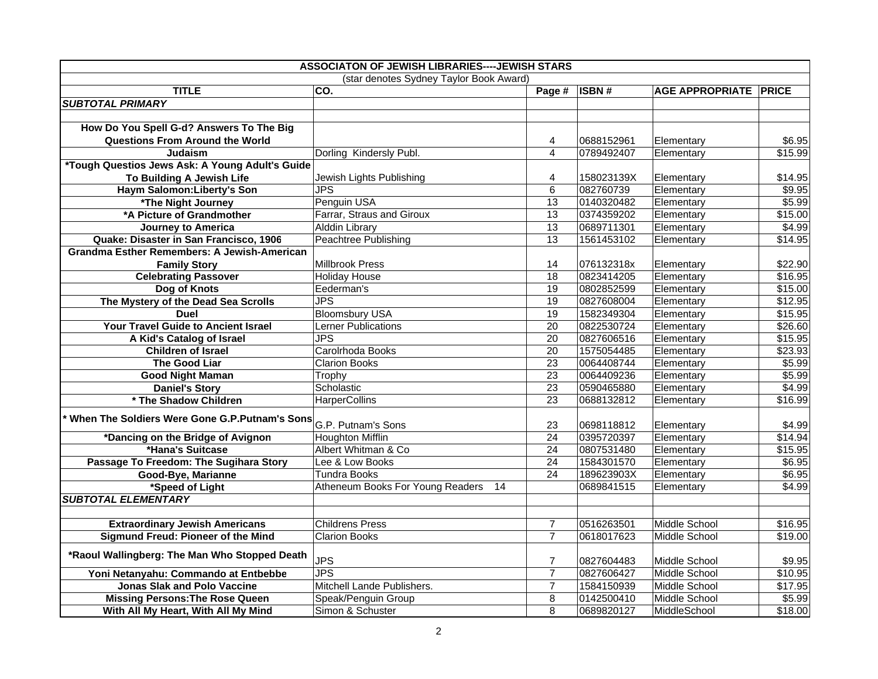| ASSOCIATON OF JEWISH LIBRARIES----JEWISH STARS | | | | | |
|---|---|---|---|---|---|
| (star denotes Sydney Taylor Book Award) | | | | | |
| **TITLE** | **CO.** | **Page #** | **ISBN #** | **AGE APPROPRIATE** | **PRICE** |
| ***SUBTOTAL PRIMARY*** | | | | | |
| | | | | | |
| **How Do You Spell G-d? Answers To The Big Questions From Around the World** | | 4 | 0688152961 | Elementary | $6.95 |
| **Judaism** | Dorling Kindersly Publ. | 4 | 0789492407 | Elementary | $15.99 |
| ***Tough Questios Jews Ask: A Young Adult's Guide To Building A Jewish Life** | Jewish Lights Publishing | 4 | 158023139X | Elementary | $14.95 |
| **Haym Salomon:Liberty's Son** | JPS | 6 | 082760739 | Elementary | $9.95 |
| ***The Night Journey** | Penguin USA | 13 | 0140320482 | Elementary | $5.99 |
| ***A Picture of Grandmother** | Farrar, Straus and Giroux | 13 | 0374359202 | Elementary | $15.00 |
| **Journey to America** | Alddin Library | 13 | 0689711301 | Elementary | $4.99 |
| **Quake: Disaster in San Francisco, 1906** | Peachtree Publishing | 13 | 1561453102 | Elementary | $14.95 |
| **Grandma Esther Remembers: A Jewish-American Family Story** | Millbrook Press | 14 | 076132318x | Elementary | $22.90 |
| **Celebrating Passover** | Holiday House | 18 | 0823414205 | Elementary | $16.95 |
| **Dog of Knots** | Eederman's | 19 | 0802852599 | Elementary | $15.00 |
| **The Mystery of the Dead Sea Scrolls** | JPS | 19 | 0827608004 | Elementary | $12.95 |
| **Duel** | Bloomsbury USA | 19 | 1582349304 | Elementary | $15.95 |
| **Your Travel Guide to Ancient Israel** | Lerner Publications | 20 | 0822530724 | Elementary | $26.60 |
| **A Kid's Catalog of Israel** | JPS | 20 | 0827606516 | Elementary | $15.95 |
| **Children of Israel** | Carolrhoda Books | 20 | 1575054485 | Elementary | $23.93 |
| **The Good Liar** | Clarion Books | 23 | 0064408744 | Elementary | $5.99 |
| **Good Night Maman** | Trophy | 23 | 0064409236 | Elementary | $5.99 |
| **Daniel's Story** | Scholastic | 23 | 0590465880 | Elementary | $4.99 |
| *** The Shadow Children** | HarperCollins | 23 | 0688132812 | Elementary | $16.99 |
| *** When The Soldiers Were Gone G.P.Putnam's Sons** | G.P. Putnam's Sons | 23 | 0698118812 | Elementary | $4.99 |
| ***Dancing on the Bridge of Avignon** | Houghton Mifflin | 24 | 0395720397 | Elementary | $14.94 |
| ***Hana's Suitcase** | Albert Whitman & Co | 24 | 0807531480 | Elementary | $15.95 |
| **Passage To Freedom: The Sugihara Story** | Lee & Low Books | 24 | 1584301570 | Elementary | $6.95 |
| **Good-Bye, Marianne** | Tundra Books | 24 | 189623903X | Elementary | $6.95 |
| ***Speed of Light** | Atheneum Books For Young Readers 14 | | 0689841515 | Elementary | $4.99 |
| ***SUBTOTAL ELEMENTARY*** | | | | | |
| | | | | | |
| **Extraordinary Jewish Americans** | Childrens Press | 7 | 0516263501 | Middle School | $16.95 |
| **Sigmund Freud: Pioneer of the Mind** | Clarion Books | 7 | 0618017623 | Middle School | $19.00 |
| ***Raoul Wallingberg: The Man Who Stopped Death** | JPS | 7 | 0827604483 | Middle School | $9.95 |
| **Yoni Netanyahu: Commando at Entbebbe** | JPS | 7 | 0827606427 | Middle School | $10.95 |
| **Jonas Slak and Polo Vaccine** | Mitchell Lande Publishers. | 7 | 1584150939 | Middle School | $17.95 |
| **Missing Persons:The Rose Queen** | Speak/Penguin Group | 8 | 0142500410 | Middle School | $5.99 |
| **With All My Heart, With All My Mind** | Simon & Schuster | 8 | 0689820127 | MiddleSchool | $18.00 |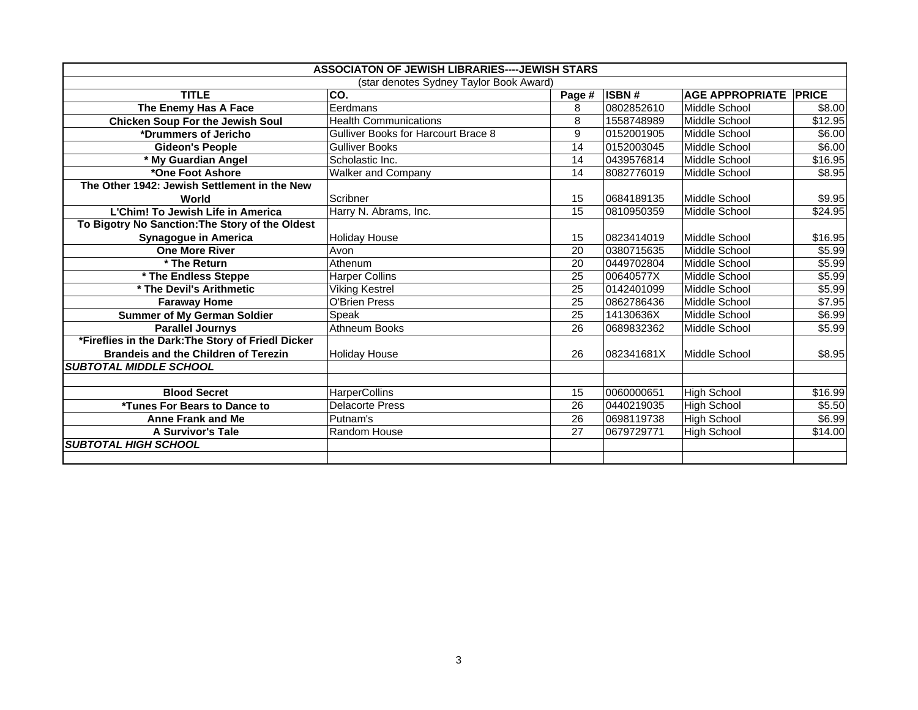| ASSOCIATON OF JEWISH LIBRARIES----JEWISH STARS | | | | | |
|---|---|---|---|---|---|
| (star denotes Sydney Taylor Book Award) | | | | | |
| **TITLE** | **CO.** | **Page #** | **ISBN #** | **AGE APPROPRIATE** | **PRICE** |
| **The Enemy Has A Face** | Eerdmans | 8 | 0802852610 | Middle School | $8.00 |
| **Chicken Soup For the Jewish Soul** | Health Communications | 8 | 1558748989 | Middle School | $12.95 |
| ***Drummers of Jericho** | Gulliver Books for Harcourt Brace 8 | 9 | 0152001905 | Middle School | $6.00 |
| **Gideon's People** | Gulliver Books | 14 | 0152003045 | Middle School | $6.00 |
| **\* My Guardian Angel** | Scholastic Inc. | 14 | 0439576814 | Middle School | $16.95 |
| ***One Foot Ashore** | Walker and Company | 14 | 8082776019 | Middle School | $8.95 |
| **The Other 1942: Jewish Settlement in the New World** | Scribner | 15 | 0684189135 | Middle School | $9.95 |
| **L'Chim! To Jewish Life in America** | Harry N. Abrams, Inc. | 15 | 0810950359 | Middle School | $24.95 |
| **To Bigotry No Sanction:The Story of the Oldest Synagogue in America** | Holiday House | 15 | 0823414019 | Middle School | $16.95 |
| **One More River** | Avon | 20 | 0380715635 | Middle School | $5.99 |
| **\* The Return** | Athenum | 20 | 0449702804 | Middle School | $5.99 |
| **\* The Endless Steppe** | Harper Collins | 25 | 00640577X | Middle School | $5.99 |
| **\* The Devil's Arithmetic** | Viking Kestrel | 25 | 0142401099 | Middle School | $5.99 |
| **Faraway Home** | O'Brien Press | 25 | 0862786436 | Middle School | $7.95 |
| **Summer of My German Soldier** | Speak | 25 | 14130636X | Middle School | $6.99 |
| **Parallel Journys** | Athneum Books | 26 | 0689832362 | Middle School | $5.99 |
| ***Fireflies in the Dark:The Story of Friedl Dicker Brandeis and the Children of Terezin** | Holiday House | 26 | 082341681X | Middle School | $8.95 |
| ***SUBTOTAL MIDDLE SCHOOL*** | | | | | |
| | | | | | |
| **Blood Secret** | HarperCollins | 15 | 0060000651 | High School | $16.99 |
| ***Tunes For Bears to Dance to** | Delacorte Press | 26 | 0440219035 | High School | $5.50 |
| **Anne Frank and Me** | Putnam's | 26 | 0698119738 | High School | $6.99 |
| **A Survivor's Tale** | Random House | 27 | 0679729771 | High School | $14.00 |
| ***SUBTOTAL HIGH SCHOOL*** | | | | | |
| | | | | | |